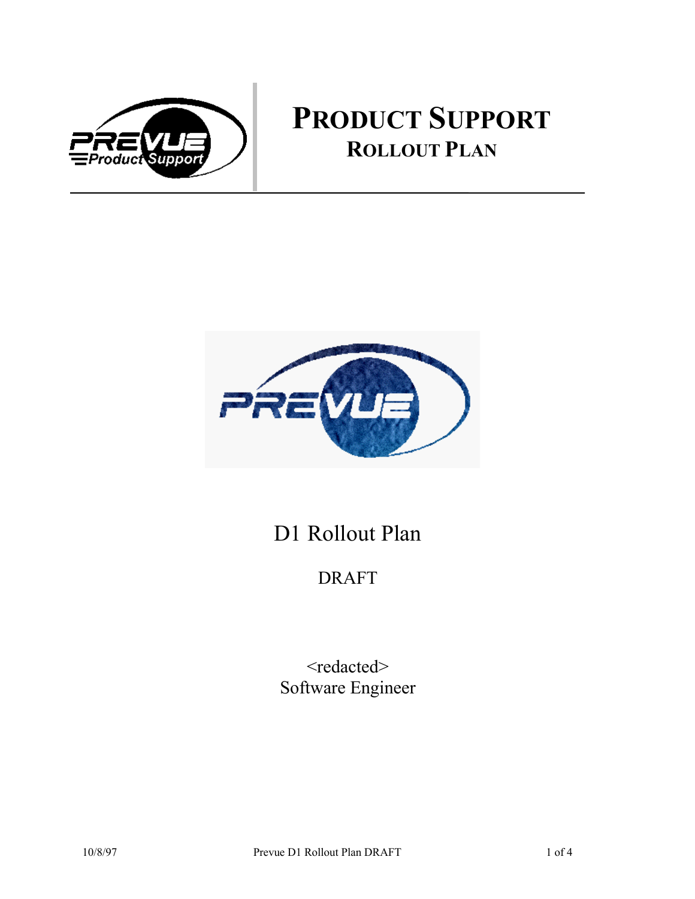# PRODUCT SUPPORT

## ROLLOUT PLAN

D1 Rollout Plan

DRAFT

<redacted>
Software Engineer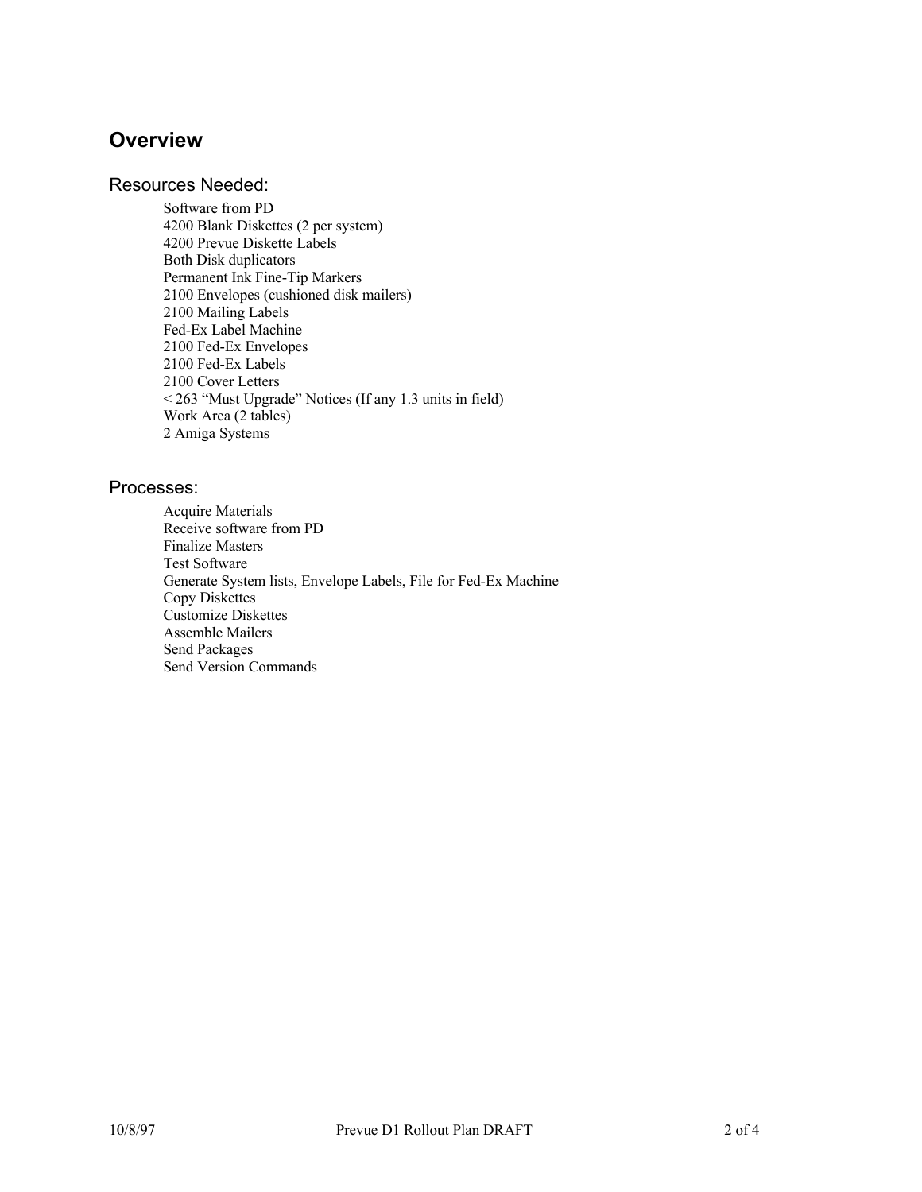## Overview

### Resources Needed:

Software from PD
4200 Blank Diskettes (2 per system)
4200 Prevue Diskette Labels
Both Disk duplicators
Permanent Ink Fine-Tip Markers
2100 Envelopes (cushioned disk mailers)
2100 Mailing Labels
Fed-Ex Label Machine
2100 Fed-Ex Envelopes
2100 Fed-Ex Labels
2100 Cover Letters
< 263 "Must Upgrade" Notices (If any 1.3 units in field)
Work Area (2 tables)
2 Amiga Systems

### Processes:

Acquire Materials
Receive software from PD
Finalize Masters
Test Software
Generate System lists, Envelope Labels, File for Fed-Ex Machine
Copy Diskettes
Customize Diskettes
Assemble Mailers
Send Packages
Send Version Commands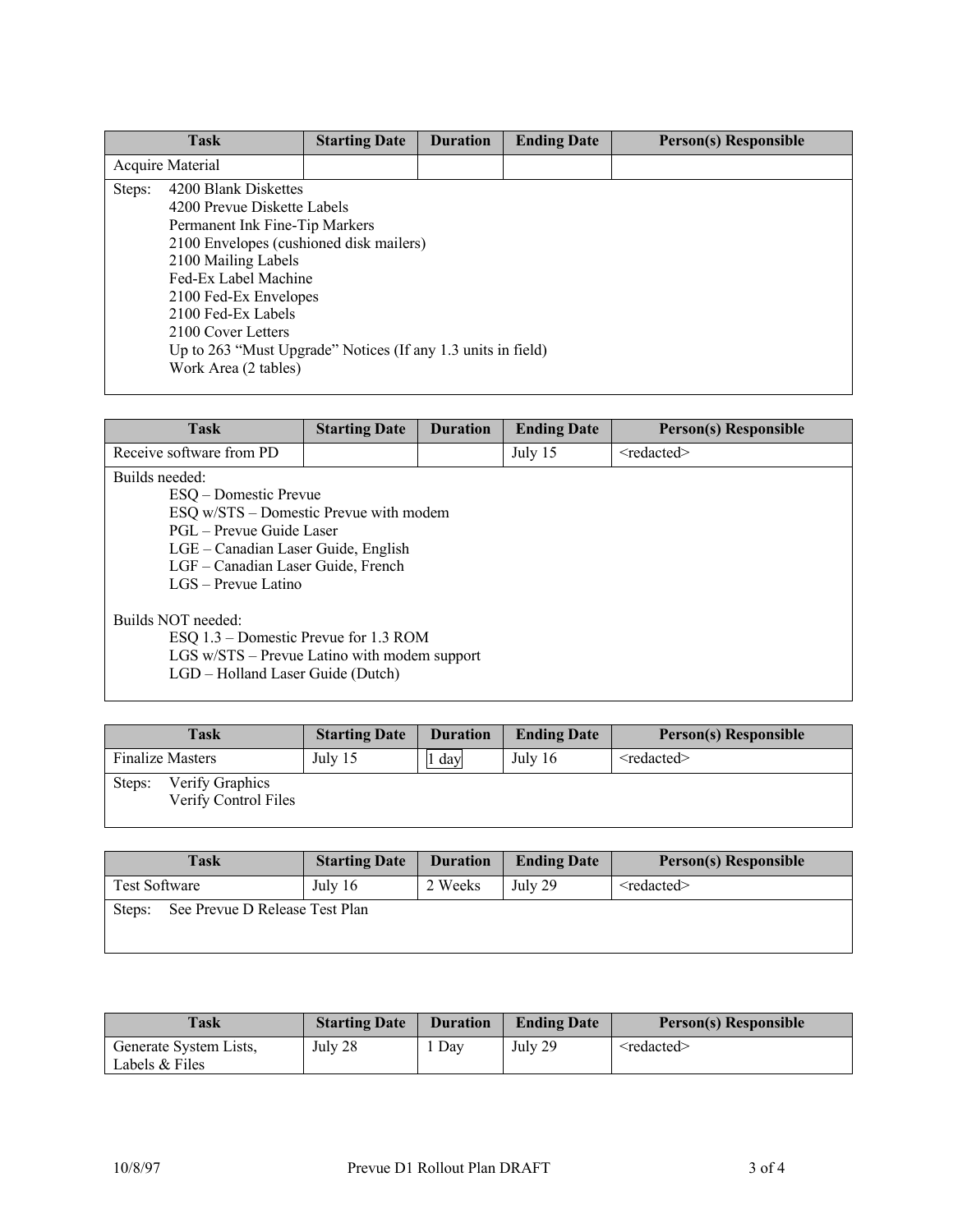| Task | Starting Date | Duration | Ending Date | Person(s) Responsible |
|---|---|---|---|---|
| Acquire Material | | | | |

Steps:
- 4200 Blank Diskettes
- 4200 Prevue Diskette Labels
- Permanent Ink Fine-Tip Markers
- 2100 Envelopes (cushioned disk mailers)
- 2100 Mailing Labels
- Fed-Ex Label Machine
- 2100 Fed-Ex Envelopes
- 2100 Fed-Ex Labels
- 2100 Cover Letters
- Up to 263 "Must Upgrade" Notices (If any 1.3 units in field)
- Work Area (2 tables)

| Task | Starting Date | Duration | Ending Date | Person(s) Responsible |
|---|---|---|---|---|
| Receive software from PD | | | July 15 | <redacted> |

Builds needed:
- ESQ – Domestic Prevue
- ESQ w/STS – Domestic Prevue with modem
- PGL – Prevue Guide Laser
- LGE – Canadian Laser Guide, English
- LGF – Canadian Laser Guide, French
- LGS – Prevue Latino

Builds NOT needed:
- ESQ 1.3 – Domestic Prevue for 1.3 ROM
- LGS w/STS – Prevue Latino with modem support
- LGD – Holland Laser Guide (Dutch)

| Task | Starting Date | Duration | Ending Date | Person(s) Responsible |
|---|---|---|---|---|
| Finalize Masters | July 15 | 1 day | July 16 | <redacted> |

Steps:
- Verify Graphics
- Verify Control Files

| Task | Starting Date | Duration | Ending Date | Person(s) Responsible |
|---|---|---|---|---|
| Test Software | July 16 | 2 Weeks | July 29 | <redacted> |

Steps: See Prevue D Release Test Plan

| Task | Starting Date | Duration | Ending Date | Person(s) Responsible |
|---|---|---|---|---|
| Generate System Lists, Labels & Files | July 28 | 1 Day | July 29 | <redacted> |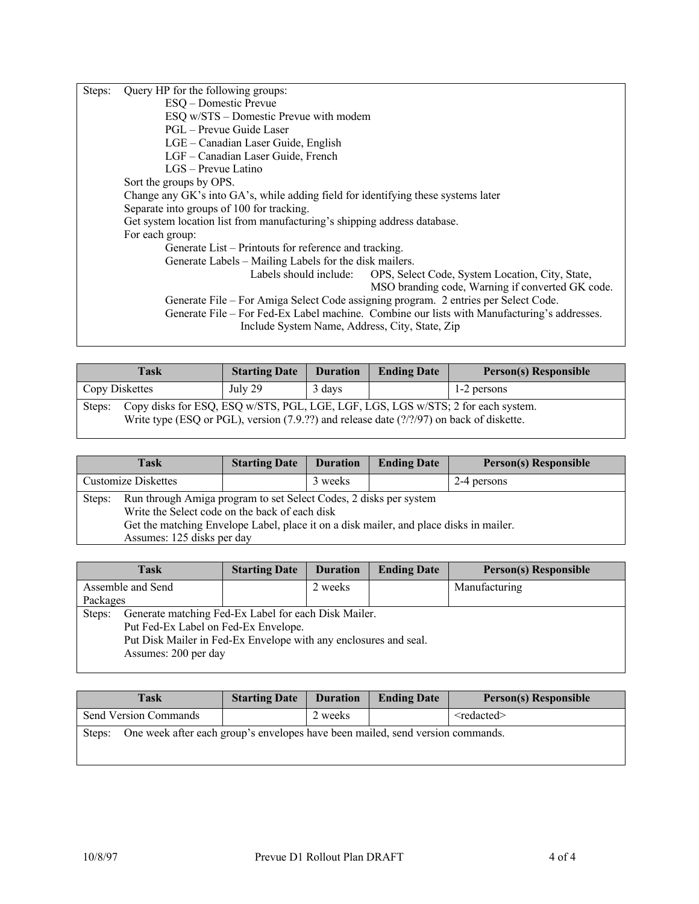| | |
|---|---|
| Steps: | Query HP for the following groups:<br>ESQ – Domestic Prevue<br>ESQ w/STS – Domestic Prevue with modem<br>PGL – Prevue Guide Laser<br>LGE – Canadian Laser Guide, English<br>LGF – Canadian Laser Guide, French<br>LGS – Prevue Latino<br>Sort the groups by OPS.<br>Change any GK's into GA's, while adding field for identifying these systems later<br>Separate into groups of 100 for tracking.<br>Get system location list from manufacturing's shipping address database.<br>For each group:<br>Generate List – Printouts for reference and tracking.<br>Generate Labels – Mailing Labels for the disk mailers.<br>Labels should include: OPS, Select Code, System Location, City, State, MSO branding code, Warning if converted GK code.<br>Generate File – For Amiga Select Code assigning program. 2 entries per Select Code.<br>Generate File – For Fed-Ex Label machine. Combine our lists with Manufacturing's addresses. Include System Name, Address, City, State, Zip |

| Task | Starting Date | Duration | Ending Date | Person(s) Responsible |
|---|---|---|---|---|
| Copy Diskettes | July 29 | 3 days | | 1-2 persons |
| Steps: Copy disks for ESQ, ESQ w/STS, PGL, LGE, LGF, LGS, LGS w/STS; 2 for each system.<br>Write type (ESQ or PGL), version (7.9.??) and release date (?/?/97) on back of diskette. | | | | |

| Task | Starting Date | Duration | Ending Date | Person(s) Responsible |
|---|---|---|---|---|
| Customize Diskettes | | 3 weeks | | 2-4 persons |
| Steps: Run through Amiga program to set Select Codes, 2 disks per system<br>Write the Select code on the back of each disk<br>Get the matching Envelope Label, place it on a disk mailer, and place disks in mailer.<br>Assumes: 125 disks per day | | | | |

| Task | Starting Date | Duration | Ending Date | Person(s) Responsible |
|---|---|---|---|---|
| Assemble and Send Packages | | 2 weeks | | Manufacturing |
| Steps: Generate matching Fed-Ex Label for each Disk Mailer.<br>Put Fed-Ex Label on Fed-Ex Envelope.<br>Put Disk Mailer in Fed-Ex Envelope with any enclosures and seal.<br>Assumes: 200 per day | | | | |

| Task | Starting Date | Duration | Ending Date | Person(s) Responsible |
|---|---|---|---|---|
| Send Version Commands | | 2 weeks | | <redacted> |
| Steps: One week after each group's envelopes have been mailed, send version commands. | | | | |